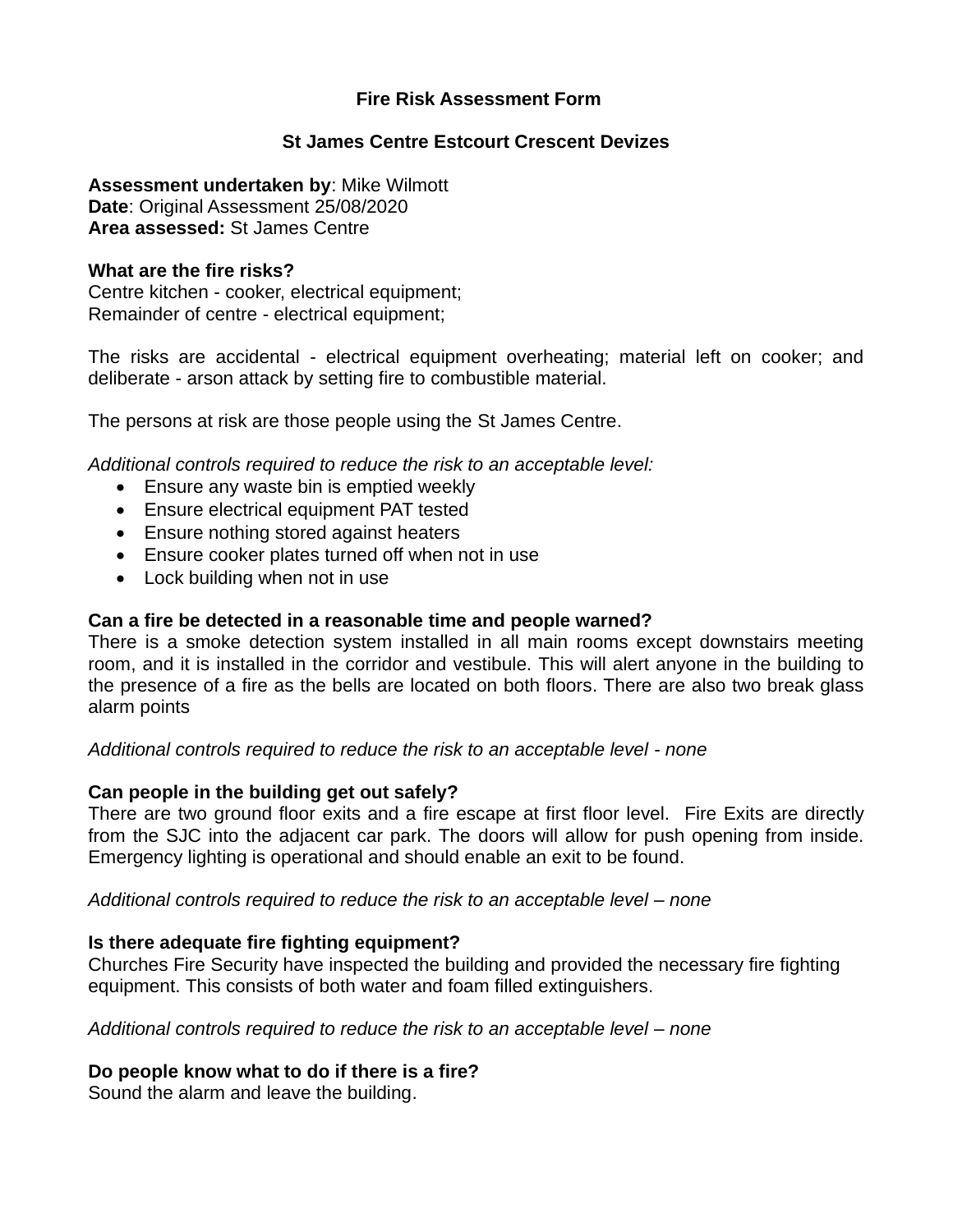# Fire Risk Assessment Form

## St James Centre Estcourt Crescent Devizes

**Assessment undertaken by**: Mike Wilmott
**Date**: Original Assessment 25/08/2020
**Area assessed:** St James Centre

**What are the fire risks?**
Centre kitchen - cooker, electrical equipment;
Remainder of centre - electrical equipment;

The risks are accidental - electrical equipment overheating; material left on cooker; and deliberate - arson attack by setting fire to combustible material.

The persons at risk are those people using the St James Centre.

*Additional controls required to reduce the risk to an acceptable level:*

- Ensure any waste bin is emptied weekly
- Ensure electrical equipment PAT tested
- Ensure nothing stored against heaters
- Ensure cooker plates turned off when not in use
- Lock building when not in use

**Can a fire be detected in a reasonable time and people warned?**
There is a smoke detection system installed in all main rooms except downstairs meeting room, and it is installed in the corridor and vestibule. This will alert anyone in the building to the presence of a fire as the bells are located on both floors. There are also two break glass alarm points

*Additional controls required to reduce the risk to an acceptable level - none*

**Can people in the building get out safely?**
There are two ground floor exits and a fire escape at first floor level. Fire Exits are directly from the SJC into the adjacent car park. The doors will allow for push opening from inside. Emergency lighting is operational and should enable an exit to be found.

*Additional controls required to reduce the risk to an acceptable level – none*

**Is there adequate fire fighting equipment?**
Churches Fire Security have inspected the building and provided the necessary fire fighting equipment. This consists of both water and foam filled extinguishers.

*Additional controls required to reduce the risk to an acceptable level – none*

**Do people know what to do if there is a fire?**
Sound the alarm and leave the building.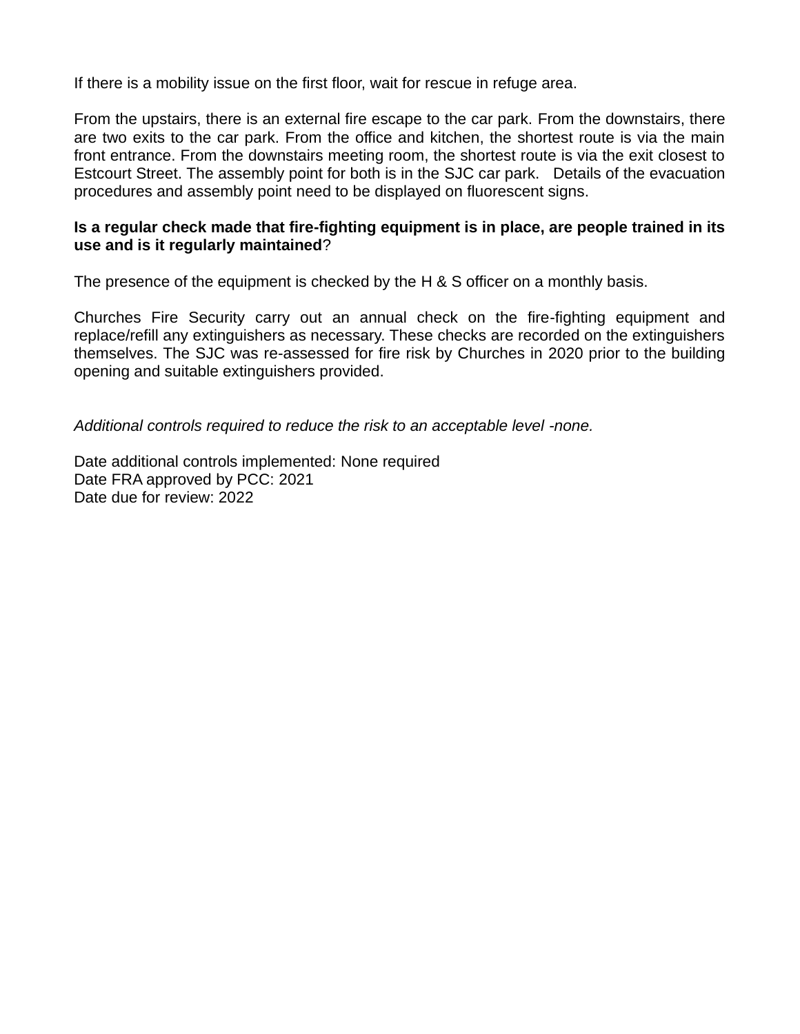If there is a mobility issue on the first floor, wait for rescue in refuge area.

From the upstairs, there is an external fire escape to the car park. From the downstairs, there are two exits to the car park. From the office and kitchen, the shortest route is via the main front entrance. From the downstairs meeting room, the shortest route is via the exit closest to Estcourt Street. The assembly point for both is in the SJC car park. Details of the evacuation procedures and assembly point need to be displayed on fluorescent signs.

**Is a regular check made that fire-fighting equipment is in place, are people trained in its use and is it regularly maintained**?

The presence of the equipment is checked by the H & S officer on a monthly basis.

Churches Fire Security carry out an annual check on the fire-fighting equipment and replace/refill any extinguishers as necessary. These checks are recorded on the extinguishers themselves. The SJC was re-assessed for fire risk by Churches in 2020 prior to the building opening and suitable extinguishers provided.

*Additional controls required to reduce the risk to an acceptable level -none.*

Date additional controls implemented: None required
Date FRA approved by PCC: 2021
Date due for review: 2022